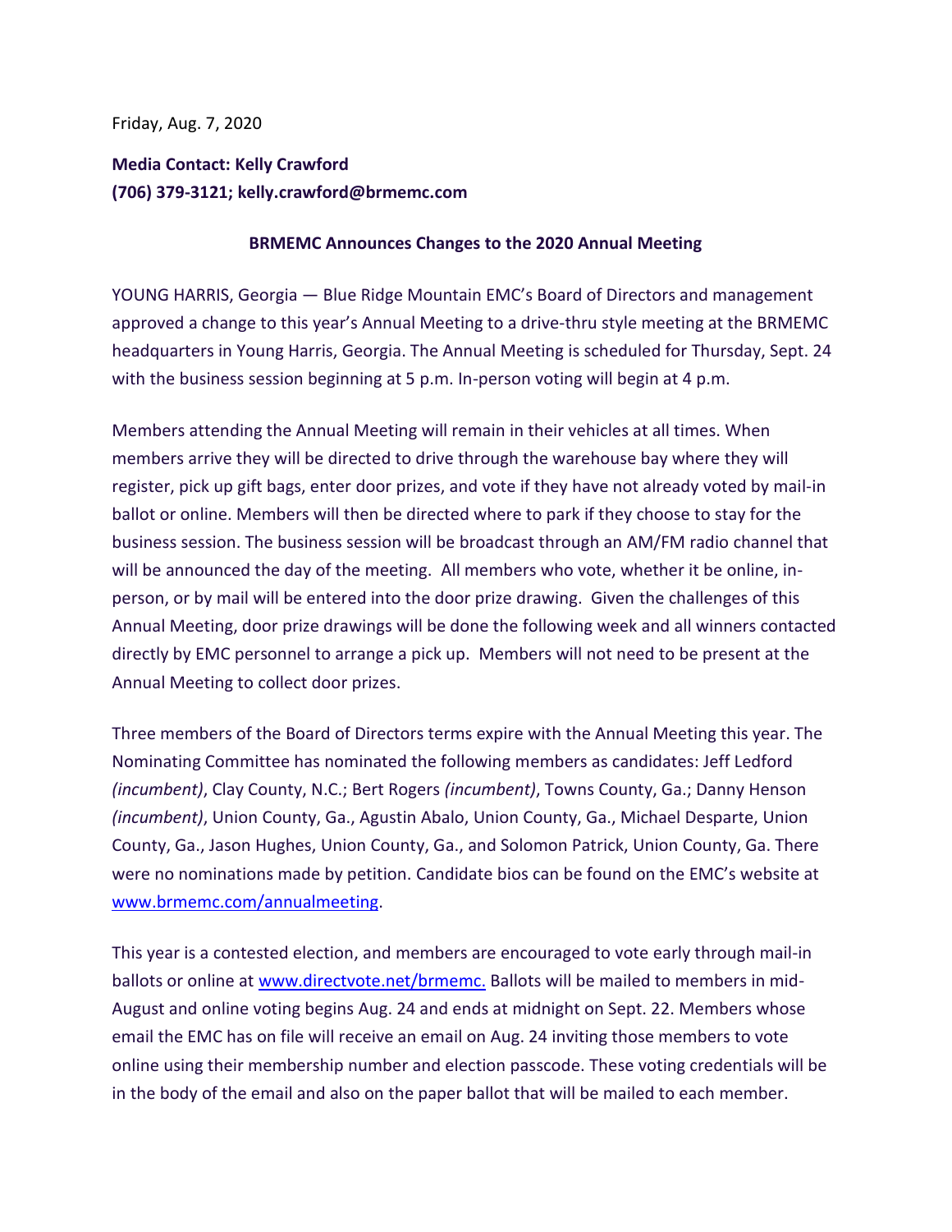Friday, Aug. 7, 2020

**Media Contact: Kelly Crawford**
**(706) 379-3121; kelly.crawford@brmemc.com**

## BRMEMC Announces Changes to the 2020 Annual Meeting

YOUNG HARRIS, Georgia — Blue Ridge Mountain EMC's Board of Directors and management approved a change to this year's Annual Meeting to a drive-thru style meeting at the BRMEMC headquarters in Young Harris, Georgia. The Annual Meeting is scheduled for Thursday, Sept. 24 with the business session beginning at 5 p.m. In-person voting will begin at 4 p.m.

Members attending the Annual Meeting will remain in their vehicles at all times. When members arrive they will be directed to drive through the warehouse bay where they will register, pick up gift bags, enter door prizes, and vote if they have not already voted by mail-in ballot or online. Members will then be directed where to park if they choose to stay for the business session. The business session will be broadcast through an AM/FM radio channel that will be announced the day of the meeting. All members who vote, whether it be online, in-person, or by mail will be entered into the door prize drawing. Given the challenges of this Annual Meeting, door prize drawings will be done the following week and all winners contacted directly by EMC personnel to arrange a pick up. Members will not need to be present at the Annual Meeting to collect door prizes.

Three members of the Board of Directors terms expire with the Annual Meeting this year. The Nominating Committee has nominated the following members as candidates: Jeff Ledford *(incumbent)*, Clay County, N.C.; Bert Rogers *(incumbent)*, Towns County, Ga.; Danny Henson *(incumbent)*, Union County, Ga., Agustin Abalo, Union County, Ga., Michael Desparte, Union County, Ga., Jason Hughes, Union County, Ga., and Solomon Patrick, Union County, Ga. There were no nominations made by petition. Candidate bios can be found on the EMC's website at [www.brmemc.com/annualmeeting](www.brmemc.com/annualmeeting).

This year is a contested election, and members are encouraged to vote early through mail-in ballots or online at [www.directvote.net/brmemc.](www.directvote.net/brmemc) Ballots will be mailed to members in mid-August and online voting begins Aug. 24 and ends at midnight on Sept. 22. Members whose email the EMC has on file will receive an email on Aug. 24 inviting those members to vote online using their membership number and election passcode. These voting credentials will be in the body of the email and also on the paper ballot that will be mailed to each member.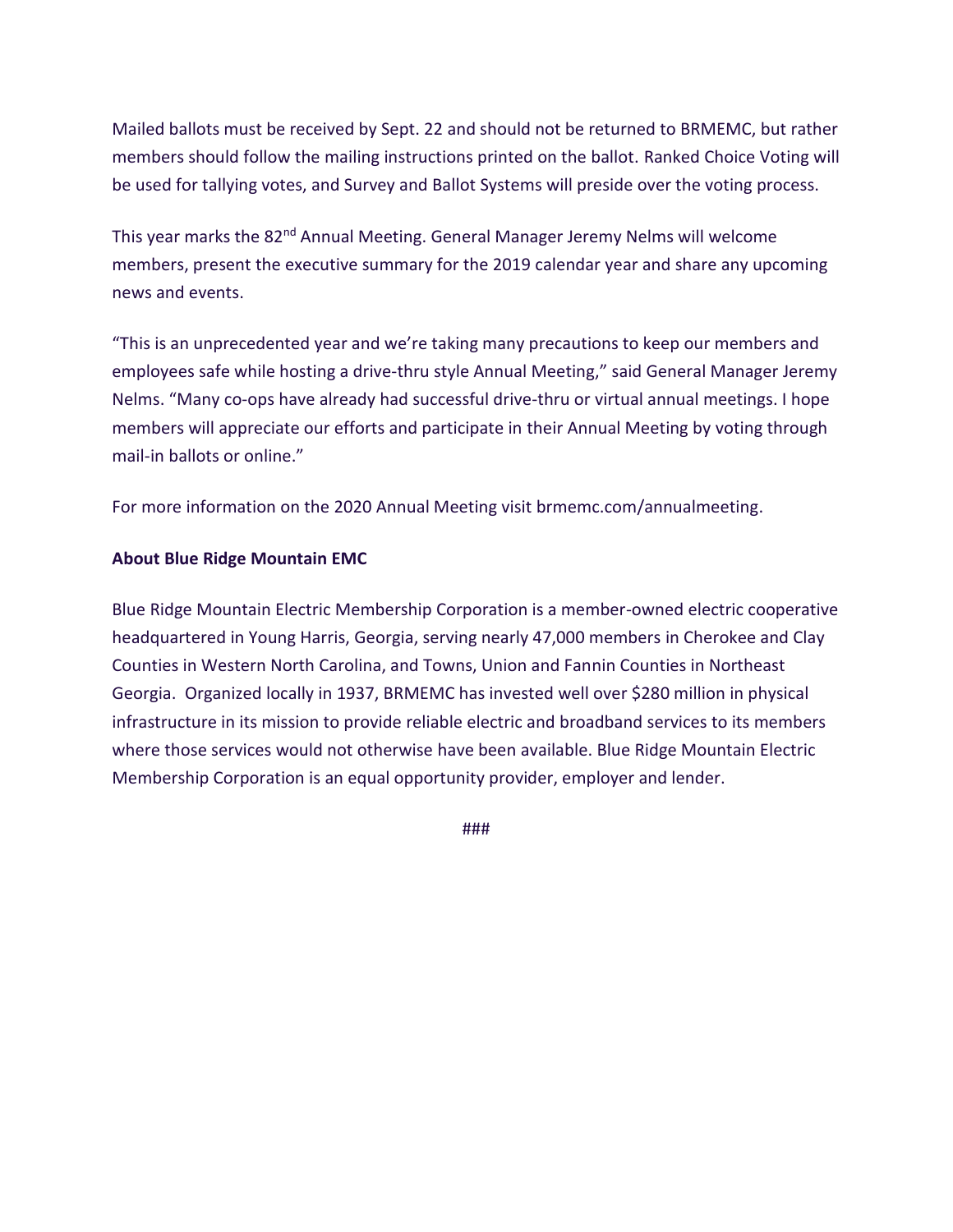Mailed ballots must be received by Sept. 22 and should not be returned to BRMEMC, but rather members should follow the mailing instructions printed on the ballot. Ranked Choice Voting will be used for tallying votes, and Survey and Ballot Systems will preside over the voting process.

This year marks the 82nd Annual Meeting. General Manager Jeremy Nelms will welcome members, present the executive summary for the 2019 calendar year and share any upcoming news and events.

"This is an unprecedented year and we're taking many precautions to keep our members and employees safe while hosting a drive-thru style Annual Meeting," said General Manager Jeremy Nelms. "Many co-ops have already had successful drive-thru or virtual annual meetings. I hope members will appreciate our efforts and participate in their Annual Meeting by voting through mail-in ballots or online."

For more information on the 2020 Annual Meeting visit brmemc.com/annualmeeting.

**About Blue Ridge Mountain EMC**

Blue Ridge Mountain Electric Membership Corporation is a member-owned electric cooperative headquartered in Young Harris, Georgia, serving nearly 47,000 members in Cherokee and Clay Counties in Western North Carolina, and Towns, Union and Fannin Counties in Northeast Georgia. Organized locally in 1937, BRMEMC has invested well over $280 million in physical infrastructure in its mission to provide reliable electric and broadband services to its members where those services would not otherwise have been available. Blue Ridge Mountain Electric Membership Corporation is an equal opportunity provider, employer and lender.

###